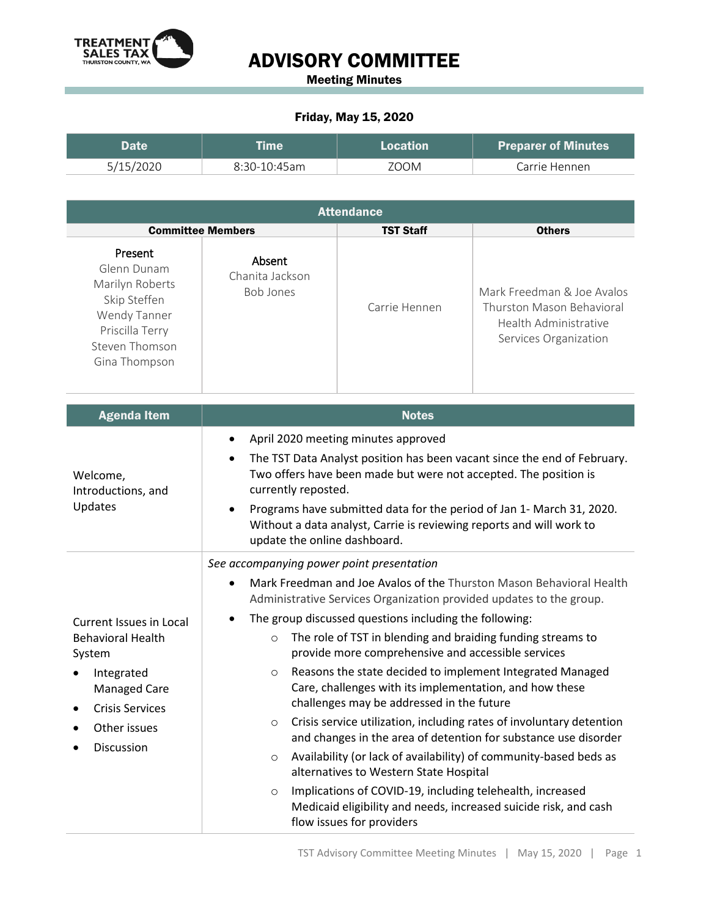# ADVISORY COMMITTEE

**Meeting Minutes**

**Friday, May 15, 2020**

| Date | Time | Location | Preparer of Minutes |
|---|---|---|---|
| 5/15/2020 | 8:30-10:45am | ZOOM | Carrie Hennen |

| Attendance | | | |
|---|---|---|---|
| **Committee Members** | | **TST Staff** | **Others** |
| Present<br>Glenn Dunam<br>Marilyn Roberts<br>Skip Steffen<br>Wendy Tanner<br>Priscilla Terry<br>Steven Thomson<br>Gina Thompson | Absent<br>Chanita Jackson<br>Bob Jones | Carrie Hennen | Mark Freedman & Joe Avalos<br>Thurston Mason Behavioral Health Administrative Services Organization |

| Agenda Item | Notes |
|---|---|
| Welcome, Introductions, and Updates | • April 2020 meeting minutes approved<br>• The TST Data Analyst position has been vacant since the end of February. Two offers have been made but were not accepted. The position is currently reposted.<br>• Programs have submitted data for the period of Jan 1- March 31, 2020. Without a data analyst, Carrie is reviewing reports and will work to update the online dashboard. |
| Current Issues in Local Behavioral Health System<br>• Integrated Managed Care<br>• Crisis Services<br>• Other issues<br>• Discussion | *See accompanying power point presentation*<br>• Mark Freedman and Joe Avalos of the Thurston Mason Behavioral Health Administrative Services Organization provided updates to the group.<br>• The group discussed questions including the following:<br>&nbsp;&nbsp;&nbsp;&nbsp;○ The role of TST in blending and braiding funding streams to provide more comprehensive and accessible services<br>&nbsp;&nbsp;&nbsp;&nbsp;○ Reasons the state decided to implement Integrated Managed Care, challenges with its implementation, and how these challenges may be addressed in the future<br>&nbsp;&nbsp;&nbsp;&nbsp;○ Crisis service utilization, including rates of involuntary detention and changes in the area of detention for substance use disorder<br>&nbsp;&nbsp;&nbsp;&nbsp;○ Availability (or lack of availability) of community-based beds as alternatives to Western State Hospital<br>&nbsp;&nbsp;&nbsp;&nbsp;○ Implications of COVID-19, including telehealth, increased Medicaid eligibility and needs, increased suicide risk, and cash flow issues for providers |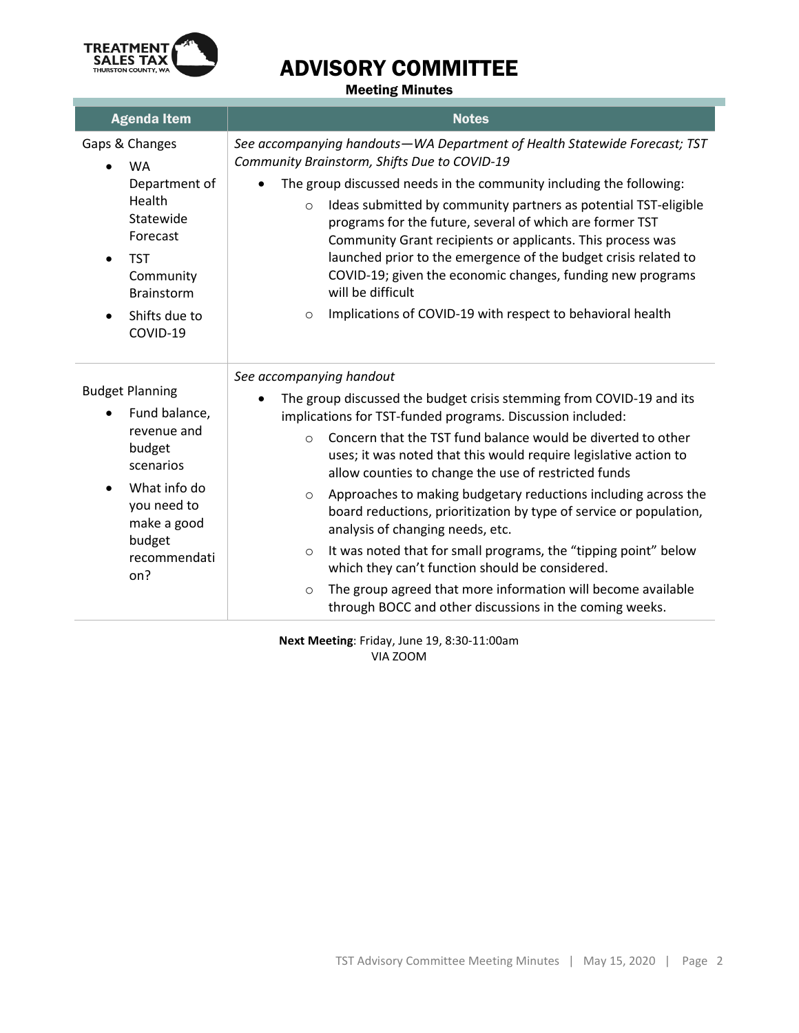# ADVISORY COMMITTEE

**Meeting Minutes**

| Agenda Item | Notes |
| --- | --- |
| Gaps & Changes<br>• WA Department of Health Statewide Forecast<br>• TST Community Brainstorm<br>• Shifts due to COVID-19 | *See accompanying handouts—WA Department of Health Statewide Forecast; TST Community Brainstorm, Shifts Due to COVID-19*<br>• The group discussed needs in the community including the following:<br>  ○ Ideas submitted by community partners as potential TST-eligible programs for the future, several of which are former TST Community Grant recipients or applicants. This process was launched prior to the emergence of the budget crisis related to COVID-19; given the economic changes, funding new programs will be difficult<br>  ○ Implications of COVID-19 with respect to behavioral health |
| Budget Planning<br>• Fund balance, revenue and budget scenarios<br>• What info do you need to make a good budget recommendation? | *See accompanying handout*<br>• The group discussed the budget crisis stemming from COVID-19 and its implications for TST-funded programs. Discussion included:<br>  ○ Concern that the TST fund balance would be diverted to other uses; it was noted that this would require legislative action to allow counties to change the use of restricted funds<br>  ○ Approaches to making budgetary reductions including across the board reductions, prioritization by type of service or population, analysis of changing needs, etc.<br>  ○ It was noted that for small programs, the "tipping point" below which they can't function should be considered.<br>  ○ The group agreed that more information will become available through BOCC and other discussions in the coming weeks. |

**Next Meeting**: Friday, June 19, 8:30-11:00am
VIA ZOOM